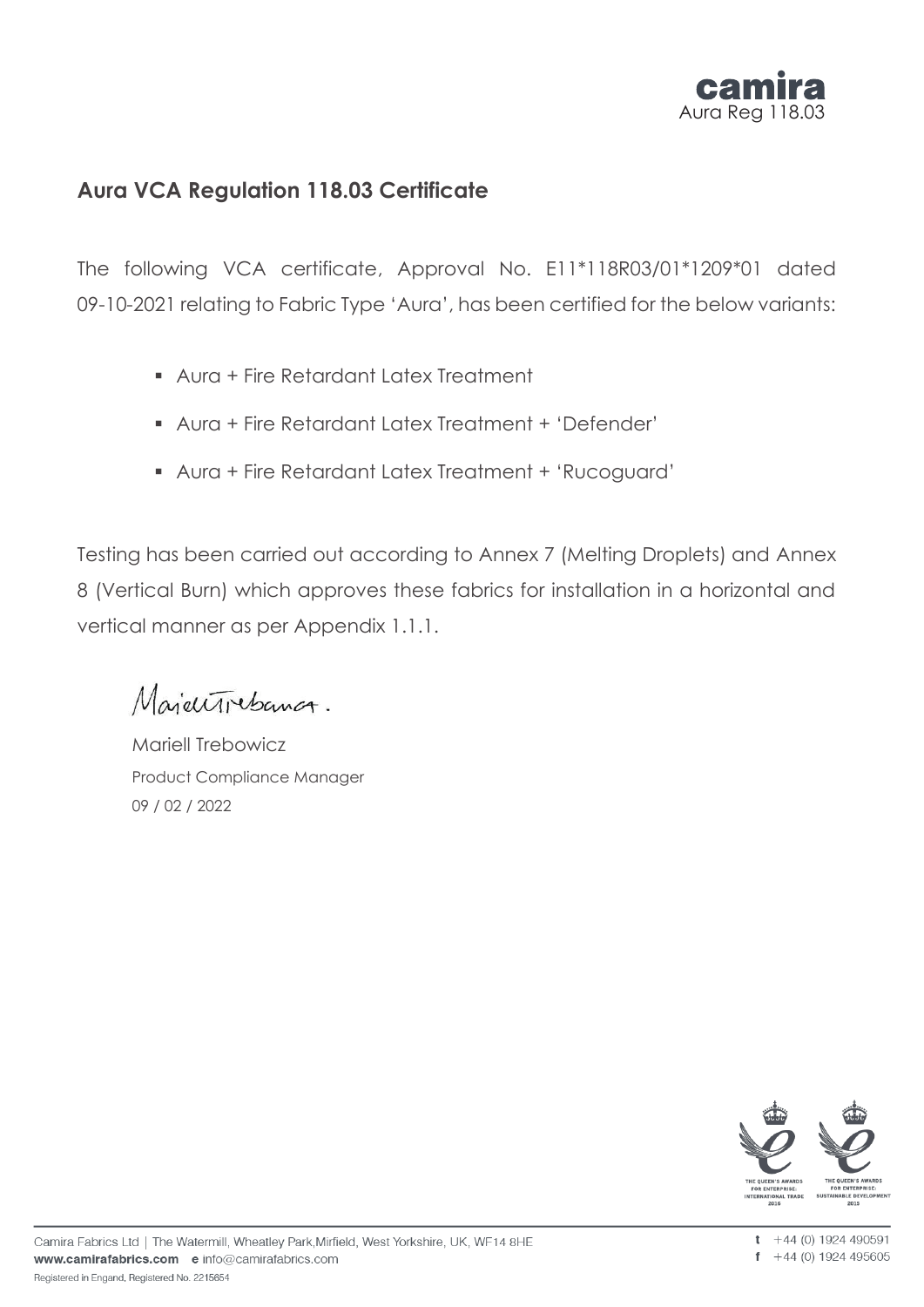# Aura VCA Regulation 118.03 Certificate

The following VCA certificate, Approval No. E11*118R03/01*1209*01 dated 09-10-2021 relating to Fabric Type 'Aura', has been certified for the below variants:

- Aura + Fire Retardant Latex Treatment
- Aura + Fire Retardant Latex Treatment + 'Defender'
- Aura + Fire Retardant Latex Treatment + 'Rucoguard'

Testing has been carried out according to Annex 7 (Melting Droplets) and Annex 8 (Vertical Burn) which approves these fabrics for installation in a horizontal and vertical manner as per Appendix 1.1.1.

Mariell Trebowicz
Product Compliance Manager
09 / 02 / 2022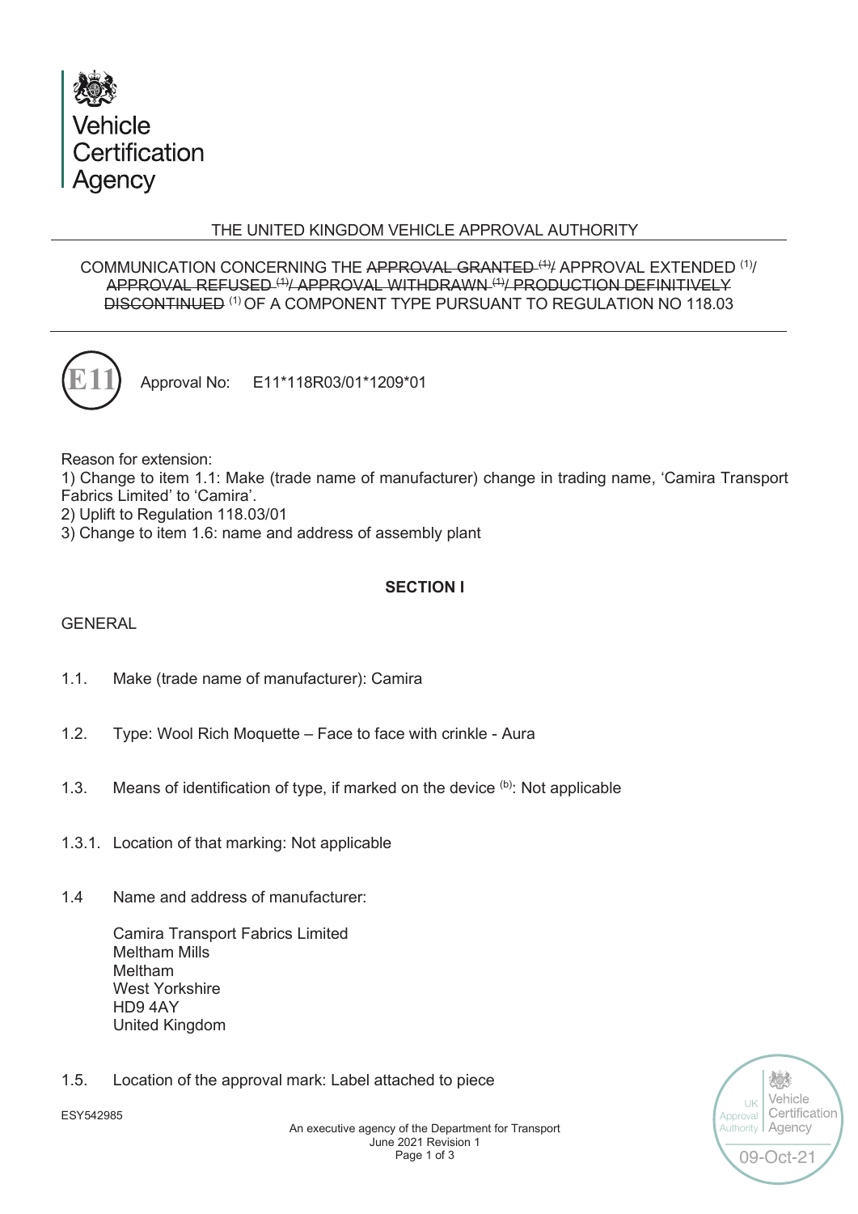Vehicle Certification Agency

THE UNITED KINGDOM VEHICLE APPROVAL AUTHORITY

COMMUNICATION CONCERNING THE ~~APPROVAL GRANTED (1)~~/ APPROVAL EXTENDED (1)/ ~~APPROVAL REFUSED (1)~~/ ~~APPROVAL WITHDRAWN (1)~~/ ~~PRODUCTION DEFINITIVELY DISCONTINUED~~ (1) OF A COMPONENT TYPE PURSUANT TO REGULATION NO 118.03

E11 Approval No: E11*118R03/01*1209*01

Reason for extension:

1) Change to item 1.1: Make (trade name of manufacturer) change in trading name, 'Camira Transport Fabrics Limited' to 'Camira'.

2) Uplift to Regulation 118.03/01

3) Change to item 1.6: name and address of assembly plant

**SECTION I**

GENERAL

1.1. Make (trade name of manufacturer): Camira

1.2. Type: Wool Rich Moquette – Face to face with crinkle - Aura

1.3. Means of identification of type, if marked on the device (b): Not applicable

1.3.1. Location of that marking: Not applicable

1.4 Name and address of manufacturer:

Camira Transport Fabrics Limited
Meltham Mills
Meltham
West Yorkshire
HD9 4AY
United Kingdom

1.5. Location of the approval mark: Label attached to piece

ESY542985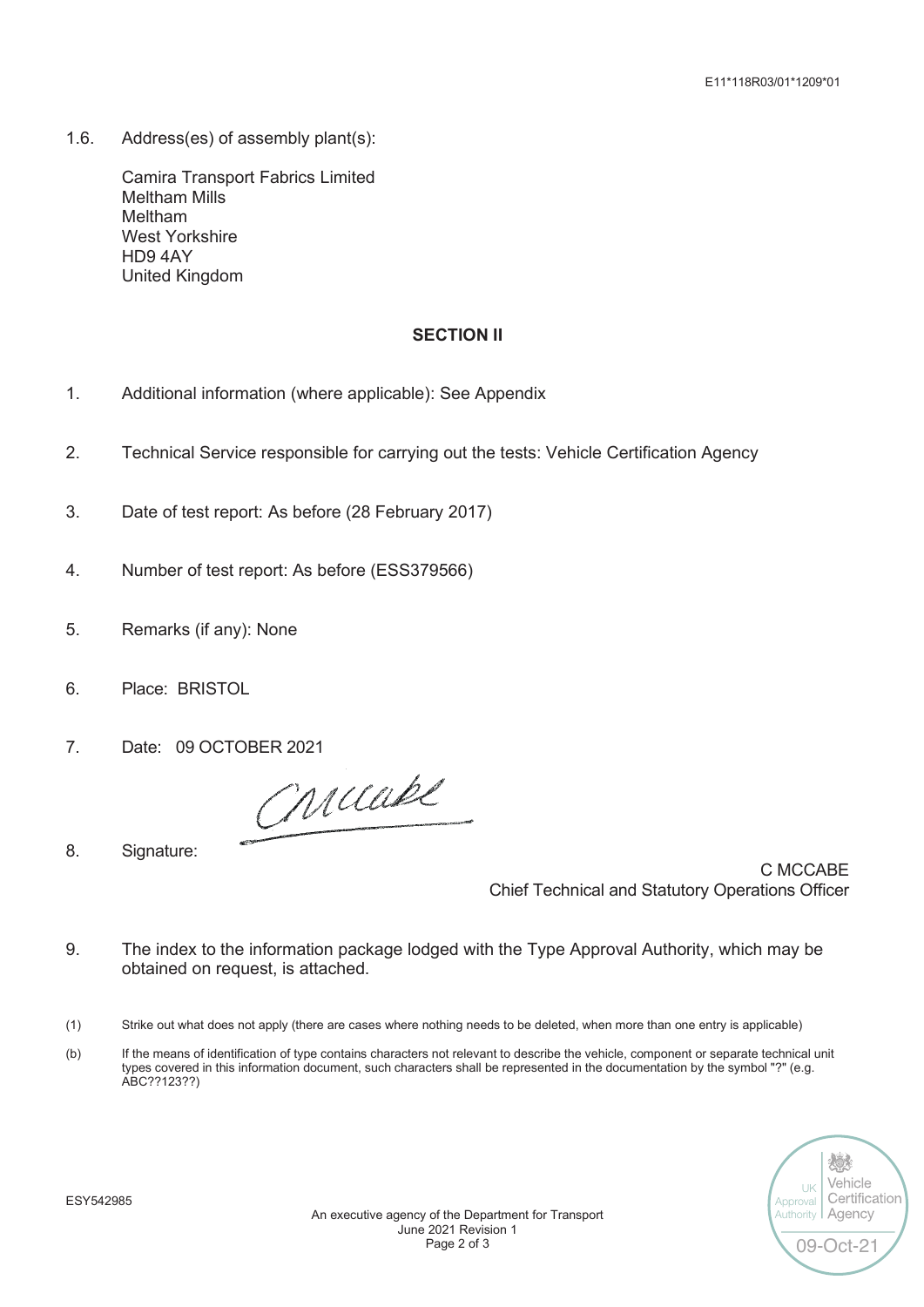1.6. Address(es) of assembly plant(s):

Camira Transport Fabrics Limited
Meltham Mills
Meltham
West Yorkshire
HD9 4AY
United Kingdom

## SECTION II

1. Additional information (where applicable): See Appendix

2. Technical Service responsible for carrying out the tests: Vehicle Certification Agency

3. Date of test report: As before (28 February 2017)

4. Number of test report: As before (ESS379566)

5. Remarks (if any): None

6. Place: BRISTOL

7. Date: 09 OCTOBER 2021

8. Signature:

C MCCABE
Chief Technical and Statutory Operations Officer

9. The index to the information package lodged with the Type Approval Authority, which may be obtained on request, is attached.

(1) Strike out what does not apply (there are cases where nothing needs to be deleted, when more than one entry is applicable)

(b) If the means of identification of type contains characters not relevant to describe the vehicle, component or separate technical unit types covered in this information document, such characters shall be represented in the documentation by the symbol "?" (e.g. ABC??123??)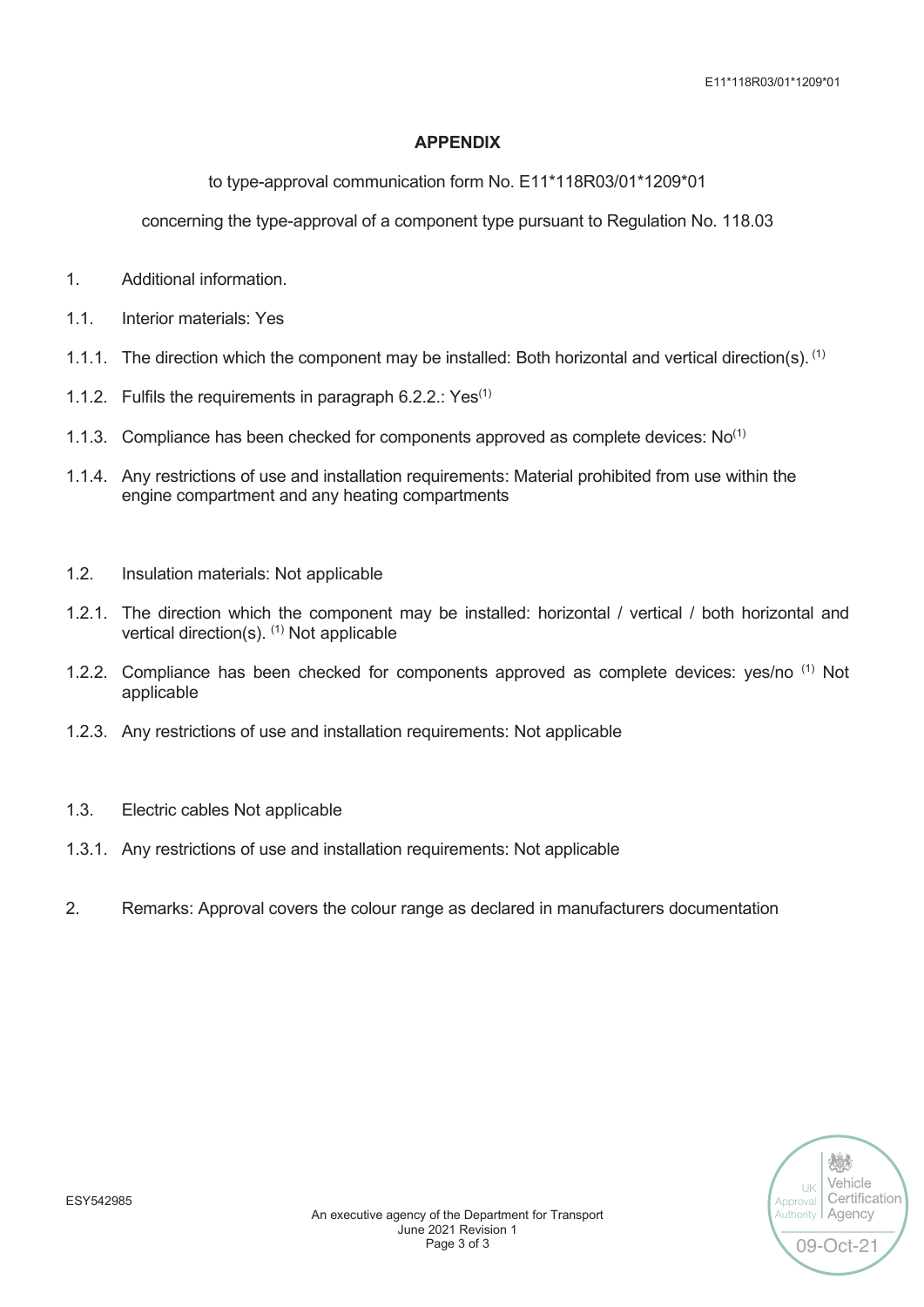## APPENDIX

to type-approval communication form No. E11*118R03/01*1209*01

concerning the type-approval of a component type pursuant to Regulation No. 118.03

1. Additional information.

1.1. Interior materials: Yes

1.1.1. The direction which the component may be installed: Both horizontal and vertical direction(s). (1)

1.1.2. Fulfils the requirements in paragraph 6.2.2.: Yes(1)

1.1.3. Compliance has been checked for components approved as complete devices: No(1)

1.1.4. Any restrictions of use and installation requirements: Material prohibited from use within the engine compartment and any heating compartments

1.2. Insulation materials: Not applicable

1.2.1. The direction which the component may be installed: horizontal / vertical / both horizontal and vertical direction(s). (1) Not applicable

1.2.2. Compliance has been checked for components approved as complete devices: yes/no (1) Not applicable

1.2.3. Any restrictions of use and installation requirements: Not applicable

1.3. Electric cables Not applicable

1.3.1. Any restrictions of use and installation requirements: Not applicable

2. Remarks: Approval covers the colour range as declared in manufacturers documentation

ESY542985

An executive agency of the Department for Transport
June 2021 Revision 1

UK Approval Authority | Vehicle Certification Agency
09-Oct-21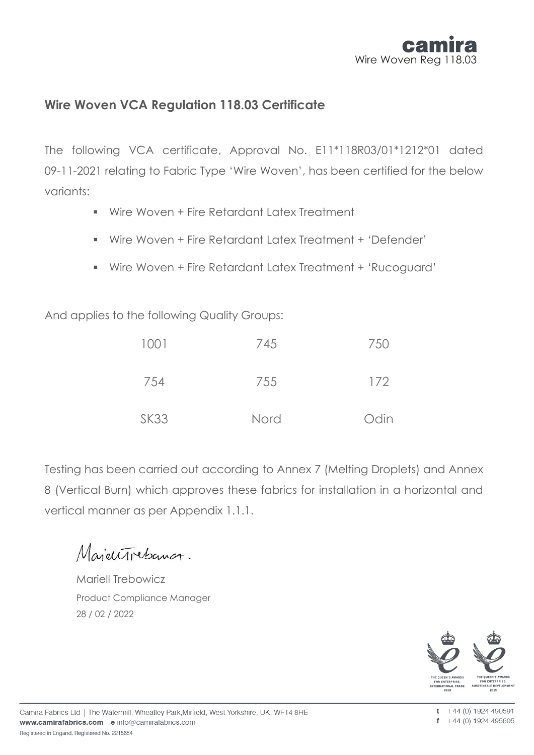## Wire Woven VCA Regulation 118.03 Certificate

The following VCA certificate, Approval No. E11*118R03/01*1212*01 dated 09-11-2021 relating to Fabric Type 'Wire Woven', has been certified for the below variants:

- Wire Woven + Fire Retardant Latex Treatment
- Wire Woven + Fire Retardant Latex Treatment + 'Defender'
- Wire Woven + Fire Retardant Latex Treatment + 'Rucoguard'

And applies to the following Quality Groups:

| | | |
|---|---|---|
| 1001 | 745 | 750 |
| 754 | 755 | 172 |
| SK33 | Nord | Odin |

Testing has been carried out according to Annex 7 (Melting Droplets) and Annex 8 (Vertical Burn) which approves these fabrics for installation in a horizontal and vertical manner as per Appendix 1.1.1.

Mariell Trebowicz
Product Compliance Manager
28 / 02 / 2022

THE QUEEN'S AWARDS FOR ENTERPRISE: INTERNATIONAL TRADE 2016

THE QUEEN'S AWARDS FOR ENTERPRISE: SUSTAINABLE DEVELOPMENT 2015

Camira Fabrics Ltd | The Watermill, Wheatley Park,Mirfield, West Yorkshire, UK, WF14 8HE
**www.camirafabrics.com** **e** info@camirafabrics.com
Registered in Engand, Registered No. 2215654

**t** +44 (0) 1924 490591
**f** +44 (0) 1924 495605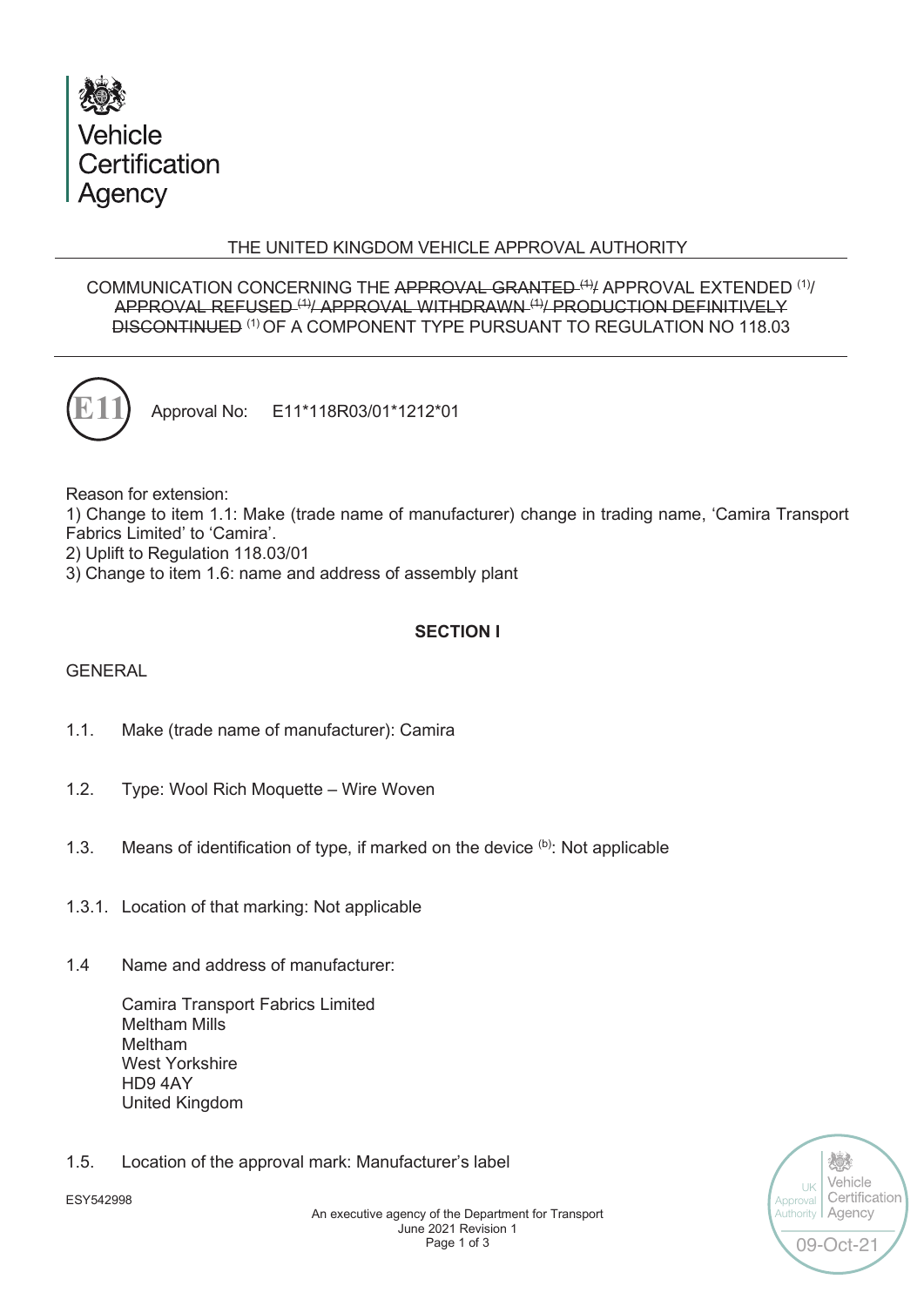Vehicle Certification Agency

THE UNITED KINGDOM VEHICLE APPROVAL AUTHORITY

COMMUNICATION CONCERNING THE ~~APPROVAL GRANTED (1)~~/ APPROVAL EXTENDED (1)/ ~~APPROVAL REFUSED (1)~~/ ~~APPROVAL WITHDRAWN (1)~~/ ~~PRODUCTION DEFINITIVELY DISCONTINUED~~ (1) OF A COMPONENT TYPE PURSUANT TO REGULATION NO 118.03

E11 Approval No: E11*118R03/01*1212*01

Reason for extension:
1) Change to item 1.1: Make (trade name of manufacturer) change in trading name, 'Camira Transport Fabrics Limited' to 'Camira'.
2) Uplift to Regulation 118.03/01
3) Change to item 1.6: name and address of assembly plant

**SECTION I**

GENERAL

1.1. Make (trade name of manufacturer): Camira

1.2. Type: Wool Rich Moquette – Wire Woven

1.3. Means of identification of type, if marked on the device (b): Not applicable

1.3.1. Location of that marking: Not applicable

1.4 Name and address of manufacturer:

Camira Transport Fabrics Limited
Meltham Mills
Meltham
West Yorkshire
HD9 4AY
United Kingdom

1.5. Location of the approval mark: Manufacturer's label

ESY542998

An executive agency of the Department for Transport
June 2021 Revision 1

UK Approval Authority Vehicle Certification Agency 09-Oct-21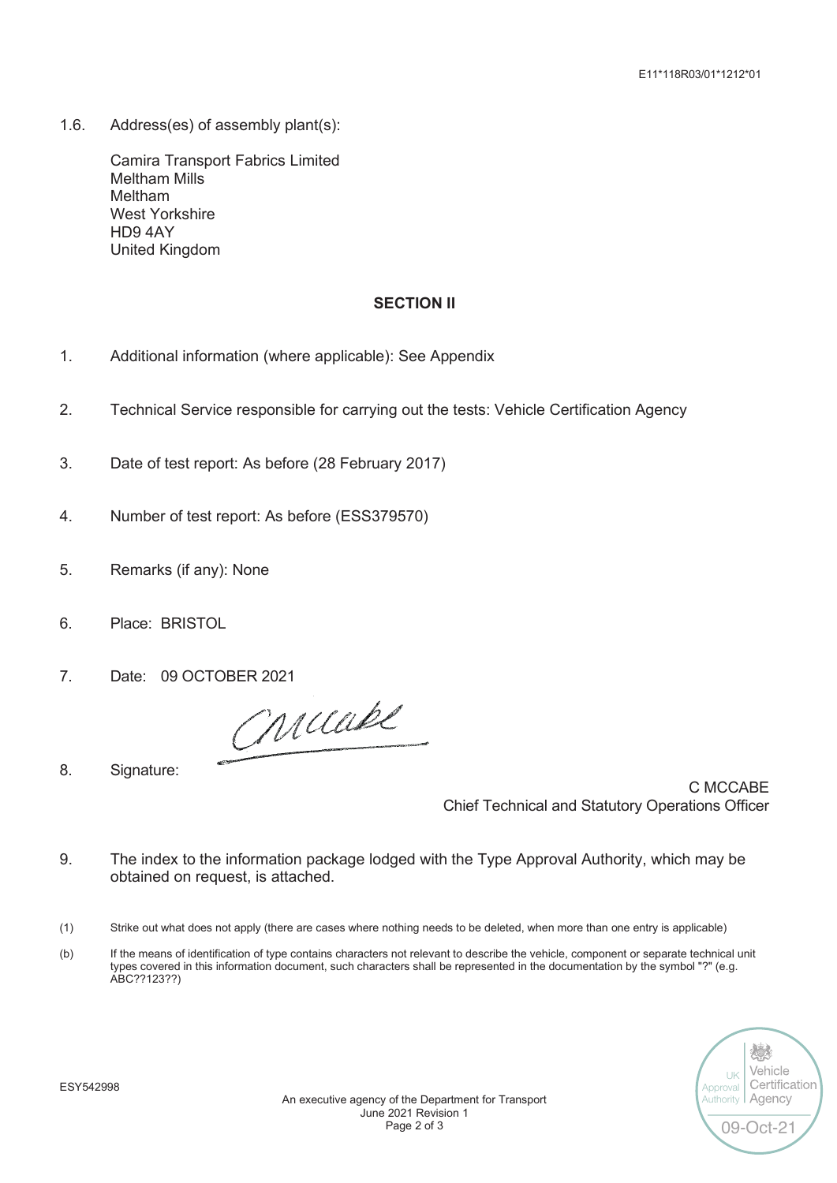1.6. Address(es) of assembly plant(s):

Camira Transport Fabrics Limited
Meltham Mills
Meltham
West Yorkshire
HD9 4AY
United Kingdom

## SECTION II

1. Additional information (where applicable): See Appendix

2. Technical Service responsible for carrying out the tests: Vehicle Certification Agency

3. Date of test report: As before (28 February 2017)

4. Number of test report: As before (ESS379570)

5. Remarks (if any): None

6. Place: BRISTOL

7. Date: 09 OCTOBER 2021

8. Signature:

C MCCABE
Chief Technical and Statutory Operations Officer

9. The index to the information package lodged with the Type Approval Authority, which may be obtained on request, is attached.

(1) Strike out what does not apply (there are cases where nothing needs to be deleted, when more than one entry is applicable)

(b) If the means of identification of type contains characters not relevant to describe the vehicle, component or separate technical unit types covered in this information document, such characters shall be represented in the documentation by the symbol "?" (e.g. ABC??123??)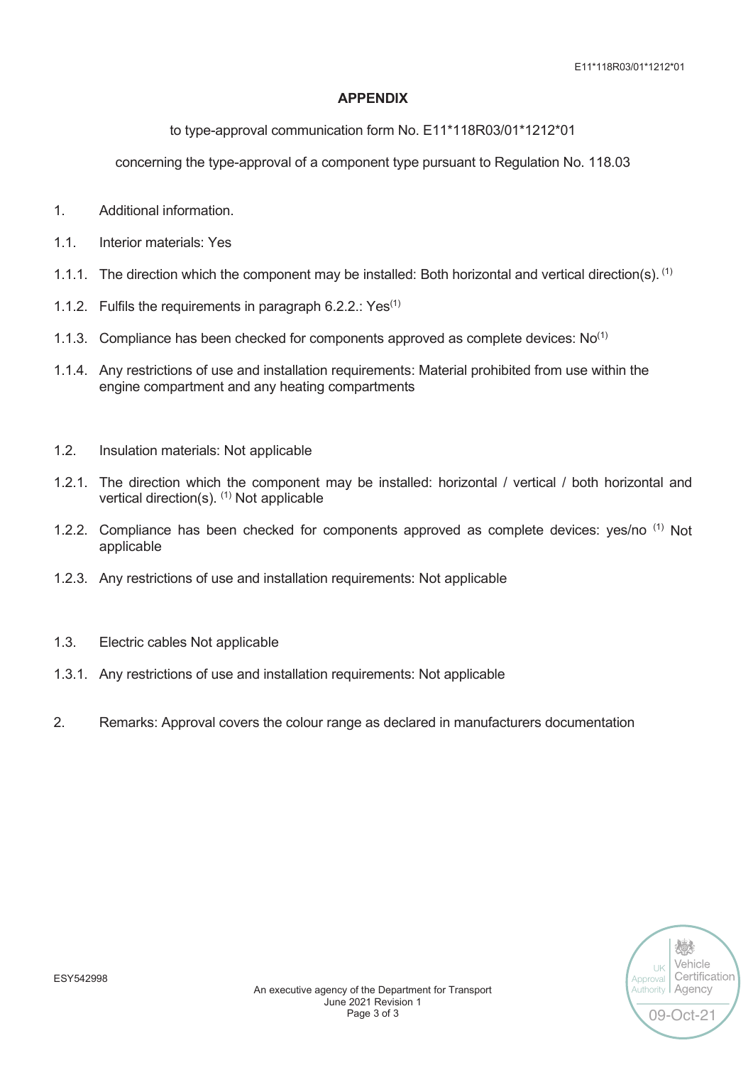## APPENDIX

to type-approval communication form No. E11*118R03/01*1212*01

concerning the type-approval of a component type pursuant to Regulation No. 118.03

1. Additional information.

1.1. Interior materials: Yes

1.1.1. The direction which the component may be installed: Both horizontal and vertical direction(s). (1)

1.1.2. Fulfils the requirements in paragraph 6.2.2.: Yes(1)

1.1.3. Compliance has been checked for components approved as complete devices: No(1)

1.1.4. Any restrictions of use and installation requirements: Material prohibited from use within the engine compartment and any heating compartments

1.2. Insulation materials: Not applicable

1.2.1. The direction which the component may be installed: horizontal / vertical / both horizontal and vertical direction(s). (1) Not applicable

1.2.2. Compliance has been checked for components approved as complete devices: yes/no (1) Not applicable

1.2.3. Any restrictions of use and installation requirements: Not applicable

1.3. Electric cables Not applicable

1.3.1. Any restrictions of use and installation requirements: Not applicable

2. Remarks: Approval covers the colour range as declared in manufacturers documentation

ESY542998

An executive agency of the Department for Transport
June 2021 Revision 1

UK Approval Authority | Vehicle Certification Agency
09-Oct-21